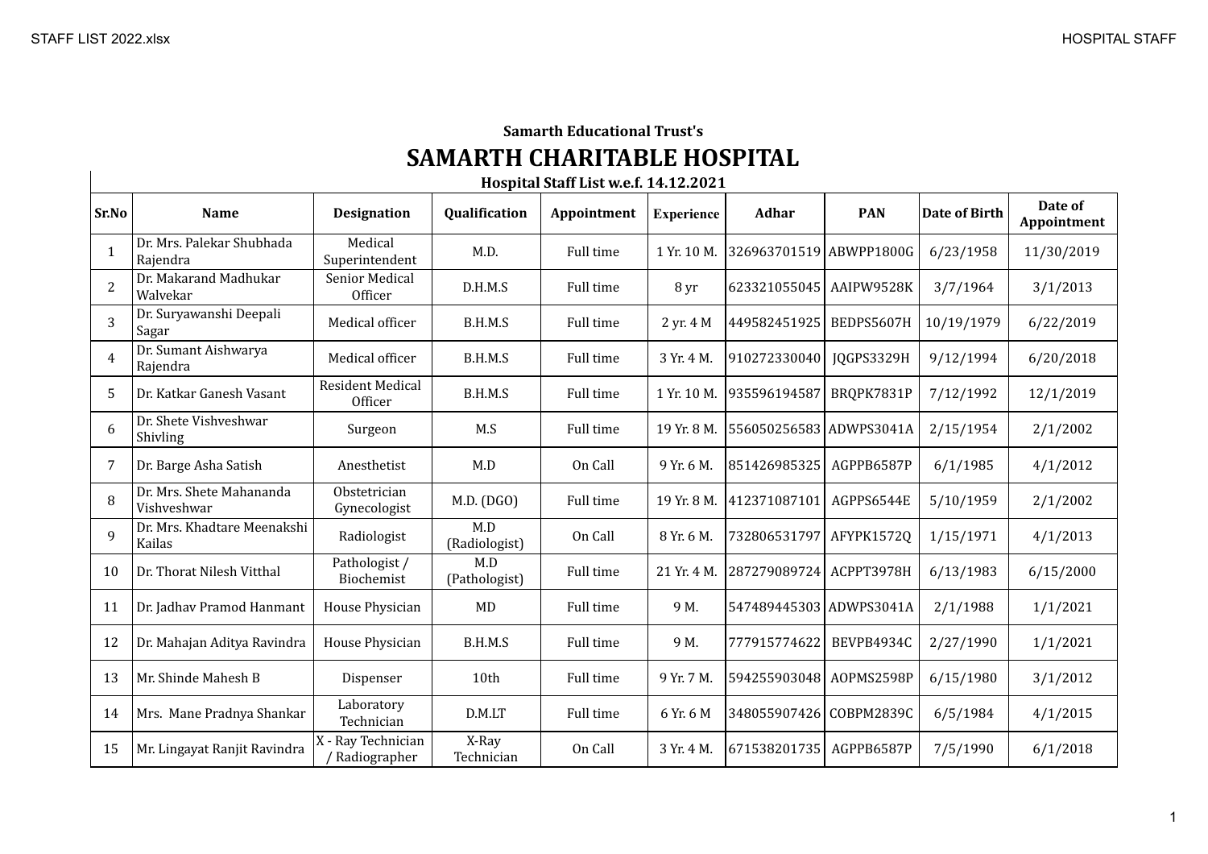**Samarth Educational Trust's**

# SAMARTH CHARITABLE HOSPITAL

**Hospital Staff List w.e.f. 14.12.2021**

| Sr.No | Name | Designation | Qualification | Appointment | Experience | Adhar | PAN | Date of Birth | Date of Appointment |
|---|---|---|---|---|---|---|---|---|---|
| 1 | Dr. Mrs. Palekar Shubhada Rajendra | Medical Superintendent | M.D. | Full time | 1 Yr. 10 M. | 326963701519 | ABWPP1800G | 6/23/1958 | 11/30/2019 |
| 2 | Dr. Makarand Madhukar Walvekar | Senior Medical Officer | D.H.M.S | Full time | 8 yr | 623321055045 | AAIPW9528K | 3/7/1964 | 3/1/2013 |
| 3 | Dr. Suryawanshi Deepali Sagar | Medical officer | B.H.M.S | Full time | 2 yr. 4 M | 449582451925 | BEDPS5607H | 10/19/1979 | 6/22/2019 |
| 4 | Dr. Sumant Aishwarya Rajendra | Medical officer | B.H.M.S | Full time | 3 Yr. 4 M. | 910272330040 | JQGPS3329H | 9/12/1994 | 6/20/2018 |
| 5 | Dr. Katkar Ganesh Vasant | Resident Medical Officer | B.H.M.S | Full time | 1 Yr. 10 M. | 935596194587 | BRQPK7831P | 7/12/1992 | 12/1/2019 |
| 6 | Dr. Shete Vishveshwar Shivling | Surgeon | M.S | Full time | 19 Yr. 8 M. | 556050256583 | ADWPS3041A | 2/15/1954 | 2/1/2002 |
| 7 | Dr. Barge Asha Satish | Anesthetist | M.D | On Call | 9 Yr. 6 M. | 851426985325 | AGPPB6587P | 6/1/1985 | 4/1/2012 |
| 8 | Dr. Mrs. Shete Mahananda Vishveshwar | Obstetrician Gynecologist | M.D. (DGO) | Full time | 19 Yr. 8 M. | 412371087101 | AGPPS6544E | 5/10/1959 | 2/1/2002 |
| 9 | Dr. Mrs. Khadtare Meenakshi Kailas | Radiologist | M.D (Radiologist) | On Call | 8 Yr. 6 M. | 732806531797 | AFYPK1572Q | 1/15/1971 | 4/1/2013 |
| 10 | Dr. Thorat Nilesh Vitthal | Pathologist / Biochemist | M.D (Pathologist) | Full time | 21 Yr. 4 M. | 287279089724 | ACPPT3978H | 6/13/1983 | 6/15/2000 |
| 11 | Dr. Jadhav Pramod Hanmant | House Physician | MD | Full time | 9 M. | 547489445303 | ADWPS3041A | 2/1/1988 | 1/1/2021 |
| 12 | Dr. Mahajan Aditya Ravindra | House Physician | B.H.M.S | Full time | 9 M. | 777915774622 | BEVPB4934C | 2/27/1990 | 1/1/2021 |
| 13 | Mr. Shinde Mahesh B | Dispenser | 10th | Full time | 9 Yr. 7 M. | 594255903048 | AOPMS2598P | 6/15/1980 | 3/1/2012 |
| 14 | Mrs. Mane Pradnya Shankar | Laboratory Technician | D.M.LT | Full time | 6 Yr. 6 M | 348055907426 | COBPM2839C | 6/5/1984 | 4/1/2015 |
| 15 | Mr. Lingayat Ranjit Ravindra | X - Ray Technician / Radiographer | X-Ray Technician | On Call | 3 Yr. 4 M. | 671538201735 | AGPPB6587P | 7/5/1990 | 6/1/2018 |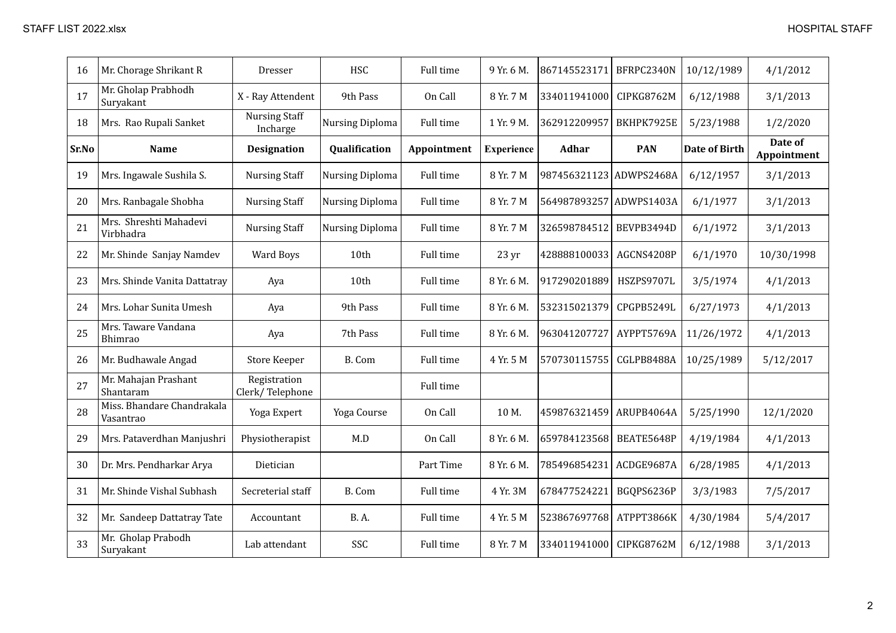| 16 | Mr. Chorage Shrikant R | Dresser | HSC | Full time | 9 Yr. 6 M. | 867145523171 | BFRPC2340N | 10/12/1989 | 4/1/2012 |
|---|---|---|---|---|---|---|---|---|---|
| 17 | Mr. Gholap Prabhodh Suryakant | X - Ray Attendent | 9th Pass | On Call | 8 Yr. 7 M | 334011941000 | CIPKG8762M | 6/12/1988 | 3/1/2013 |
| 18 | Mrs. Rao Rupali Sanket | Nursing Staff Incharge | Nursing Diploma | Full time | 1 Yr. 9 M. | 362912209957 | BKHPK7925E | 5/23/1988 | 1/2/2020 |
| **Sr.No** | **Name** | **Designation** | **Qualification** | **Appointment** | **Experience** | **Adhar** | **PAN** | **Date of Birth** | **Date of Appointment** |
| 19 | Mrs. Ingawale Sushila S. | Nursing Staff | Nursing Diploma | Full time | 8 Yr. 7 M | 987456321123 | ADWPS2468A | 6/12/1957 | 3/1/2013 |
| 20 | Mrs. Ranbagale Shobha | Nursing Staff | Nursing Diploma | Full time | 8 Yr. 7 M | 564987893257 | ADWPS1403A | 6/1/1977 | 3/1/2013 |
| 21 | Mrs. Shreshti Mahadevi Virbhadra | Nursing Staff | Nursing Diploma | Full time | 8 Yr. 7 M | 326598784512 | BEVPB3494D | 6/1/1972 | 3/1/2013 |
| 22 | Mr. Shinde Sanjay Namdev | Ward Boys | 10th | Full time | 23 yr | 428888100033 | AGCNS4208P | 6/1/1970 | 10/30/1998 |
| 23 | Mrs. Shinde Vanita Dattatray | Aya | 10th | Full time | 8 Yr. 6 M. | 917290201889 | HSZPS9707L | 3/5/1974 | 4/1/2013 |
| 24 | Mrs. Lohar Sunita Umesh | Aya | 9th Pass | Full time | 8 Yr. 6 M. | 532315021379 | CPGPB5249L | 6/27/1973 | 4/1/2013 |
| 25 | Mrs. Taware Vandana Bhimrao | Aya | 7th Pass | Full time | 8 Yr. 6 M. | 963041207727 | AYPPT5769A | 11/26/1972 | 4/1/2013 |
| 26 | Mr. Budhawale Angad | Store Keeper | B. Com | Full time | 4 Yr. 5 M | 570730115755 | CGLPB8488A | 10/25/1989 | 5/12/2017 |
| 27 | Mr. Mahajan Prashant Shantaram | Registration Clerk/ Telephone | | Full time | | | | | |
| 28 | Miss. Bhandare Chandrakala Vasantrao | Yoga Expert | Yoga Course | On Call | 10 M. | 459876321459 | ARUPB4064A | 5/25/1990 | 12/1/2020 |
| 29 | Mrs. Pataverdhan Manjushri | Physiotherapist | M.D | On Call | 8 Yr. 6 M. | 659784123568 | BEATE5648P | 4/19/1984 | 4/1/2013 |
| 30 | Dr. Mrs. Pendharkar Arya | Dietician | | Part Time | 8 Yr. 6 M. | 785496854231 | ACDGE9687A | 6/28/1985 | 4/1/2013 |
| 31 | Mr. Shinde Vishal Subhash | Secreterial staff | B. Com | Full time | 4 Yr. 3M | 678477524221 | BGQPS6236P | 3/3/1983 | 7/5/2017 |
| 32 | Mr. Sandeep Dattatray Tate | Accountant | B. A. | Full time | 4 Yr. 5 M | 523867697768 | ATPPT3866K | 4/30/1984 | 5/4/2017 |
| 33 | Mr. Gholap Prabodh Suryakant | Lab attendant | SSC | Full time | 8 Yr. 7 M | 334011941000 | CIPKG8762M | 6/12/1988 | 3/1/2013 |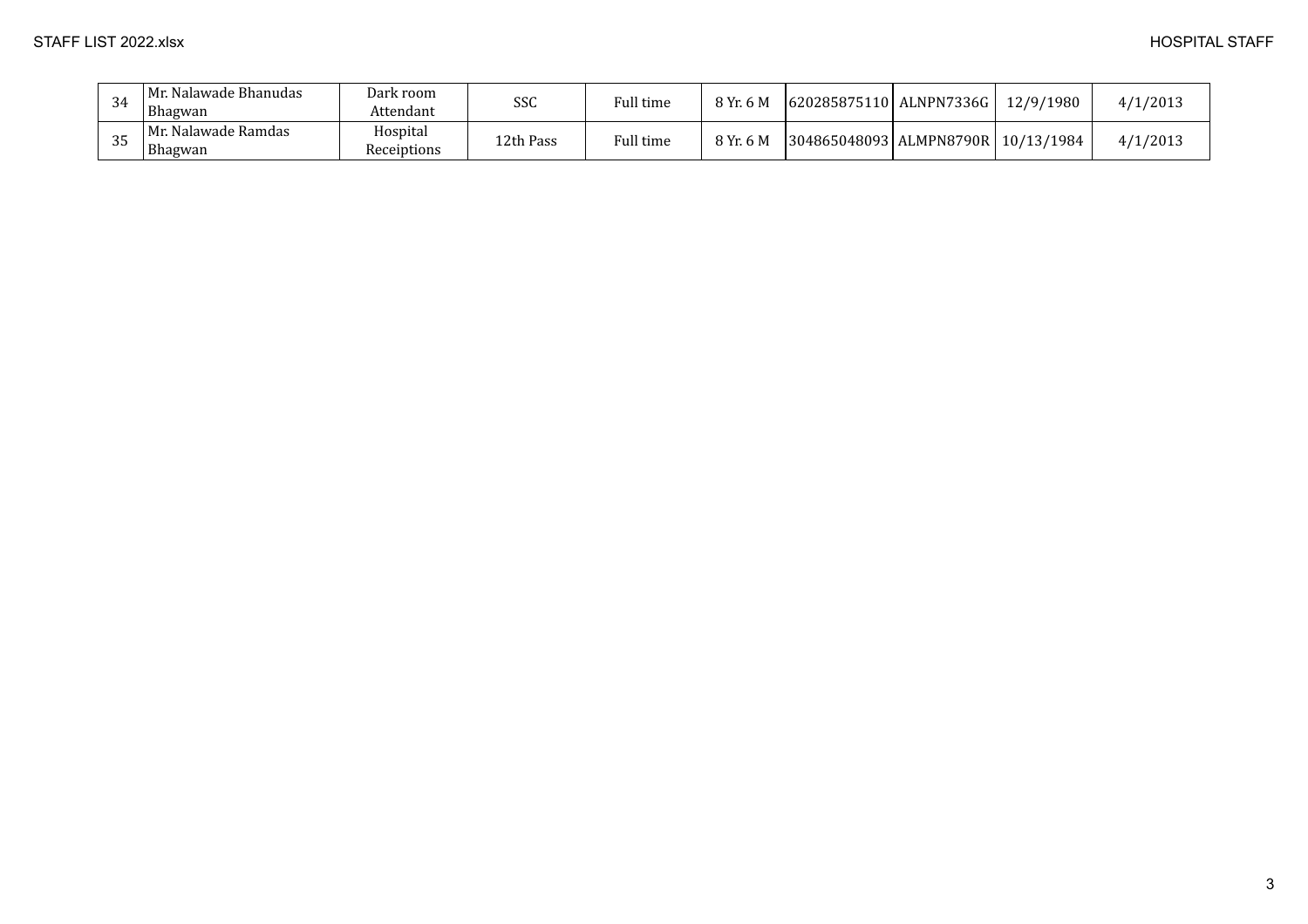| | | | | | | | | | |
|---|---|---|---|---|---|---|---|---|---|
| 34 | Mr. Nalawade Bhanudas Bhagwan | Dark room Attendant | SSC | Full time | 8 Yr. 6 M | 620285875110 | ALNPN7336G | 12/9/1980 | 4/1/2013 |
| 35 | Mr. Nalawade Ramdas Bhagwan | Hospital Receiptions | 12th Pass | Full time | 8 Yr. 6 M | 304865048093 | ALMPN8790R | 10/13/1984 | 4/1/2013 |